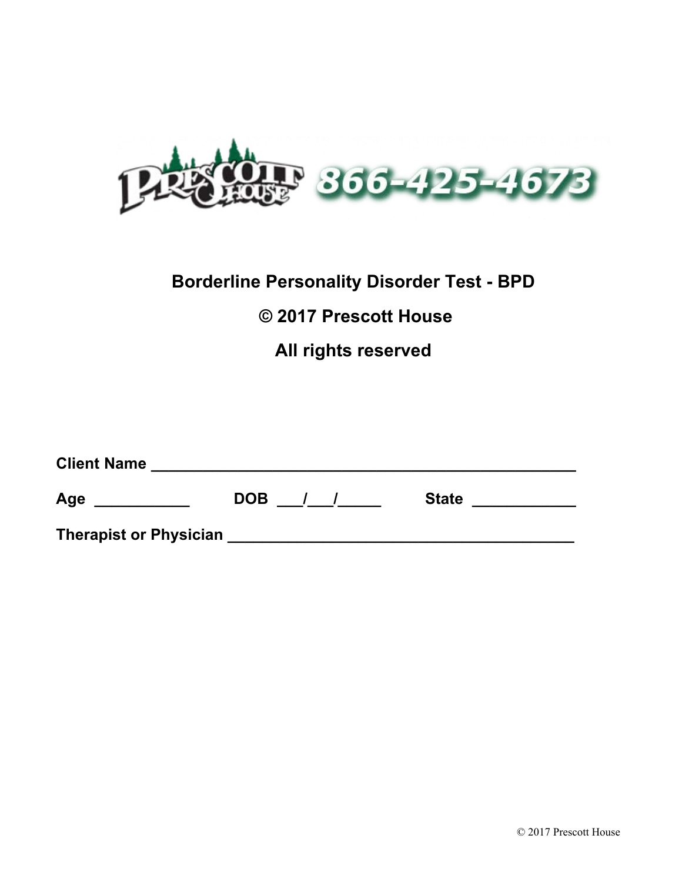PRESCOTT HOUSE 866-425-4673

# Borderline Personality Disorder Test - BPD

**© 2017 Prescott House**

**All rights reserved**

**Client Name** ______________________________________________

**Age** ___________ **DOB** ___/___/_____ **State** ____________

**Therapist or Physician** ______________________________________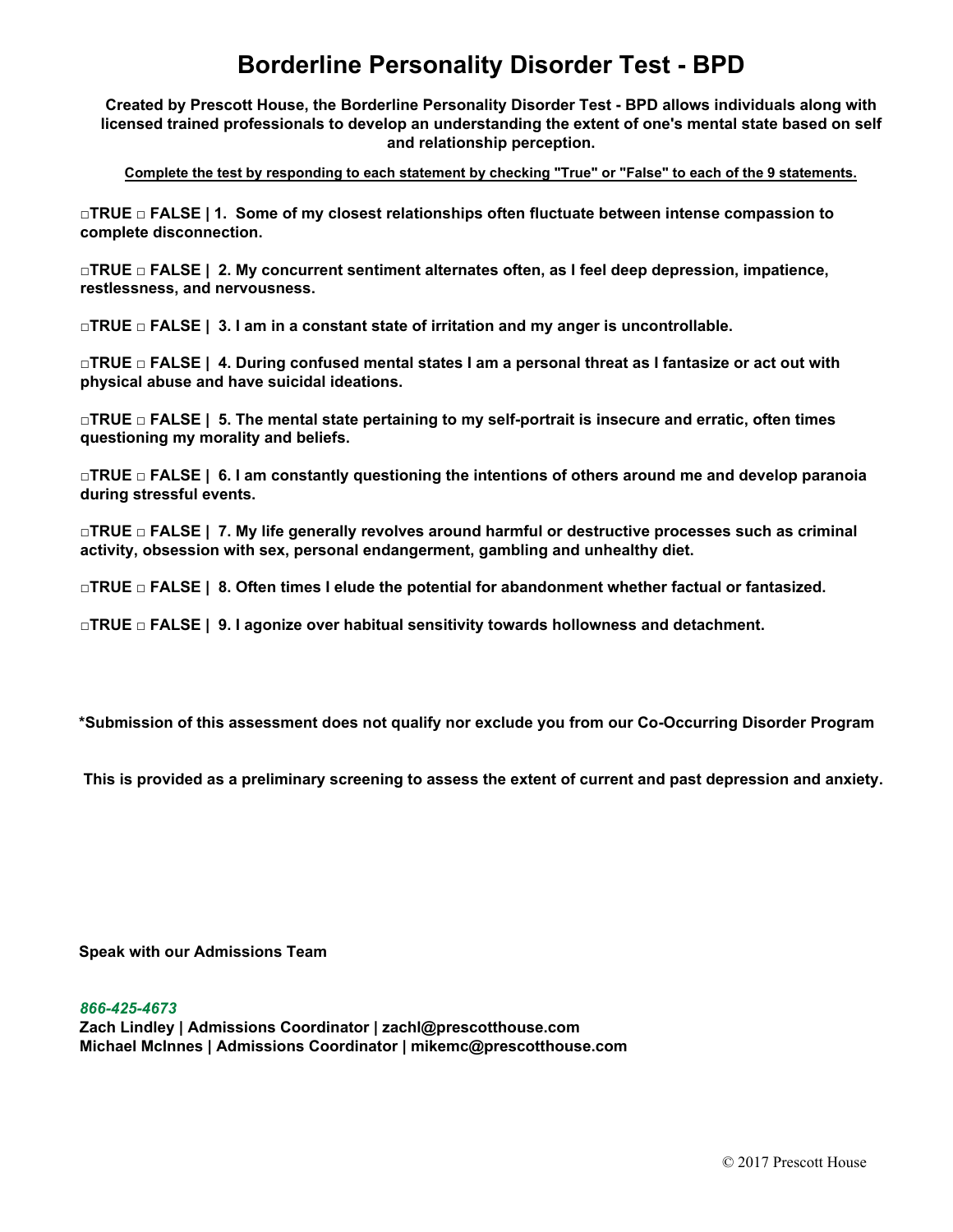# Borderline Personality Disorder Test - BPD

**Created by Prescott House, the Borderline Personality Disorder Test - BPD allows individuals along with licensed trained professionals to develop an understanding the extent of one's mental state based on self and relationship perception.**

**<u>Complete the test by responding to each statement by checking "True" or "False" to each of the 9 statements.</u>**

**□TRUE □ FALSE | 1. Some of my closest relationships often fluctuate between intense compassion to complete disconnection.**

**□TRUE □ FALSE | 2. My concurrent sentiment alternates often, as I feel deep depression, impatience, restlessness, and nervousness.**

**□TRUE □ FALSE | 3. I am in a constant state of irritation and my anger is uncontrollable.**

**□TRUE □ FALSE | 4. During confused mental states I am a personal threat as I fantasize or act out with physical abuse and have suicidal ideations.**

**□TRUE □ FALSE | 5. The mental state pertaining to my self-portrait is insecure and erratic, often times questioning my morality and beliefs.**

**□TRUE □ FALSE | 6. I am constantly questioning the intentions of others around me and develop paranoia during stressful events.**

**□TRUE □ FALSE | 7. My life generally revolves around harmful or destructive processes such as criminal activity, obsession with sex, personal endangerment, gambling and unhealthy diet.**

**□TRUE □ FALSE | 8. Often times I elude the potential for abandonment whether factual or fantasized.**

**□TRUE □ FALSE | 9. I agonize over habitual sensitivity towards hollowness and detachment.**

**\*Submission of this assessment does not qualify nor exclude you from our Co-Occurring Disorder Program**

**This is provided as a preliminary screening to assess the extent of current and past depression and anxiety.**

**Speak with our Admissions Team**

***866-425-4673***
**Zach Lindley | Admissions Coordinator | zachl@prescotthouse.com**
**Michael McInnes | Admissions Coordinator | mikemc@prescotthouse.com**

© 2017 Prescott House